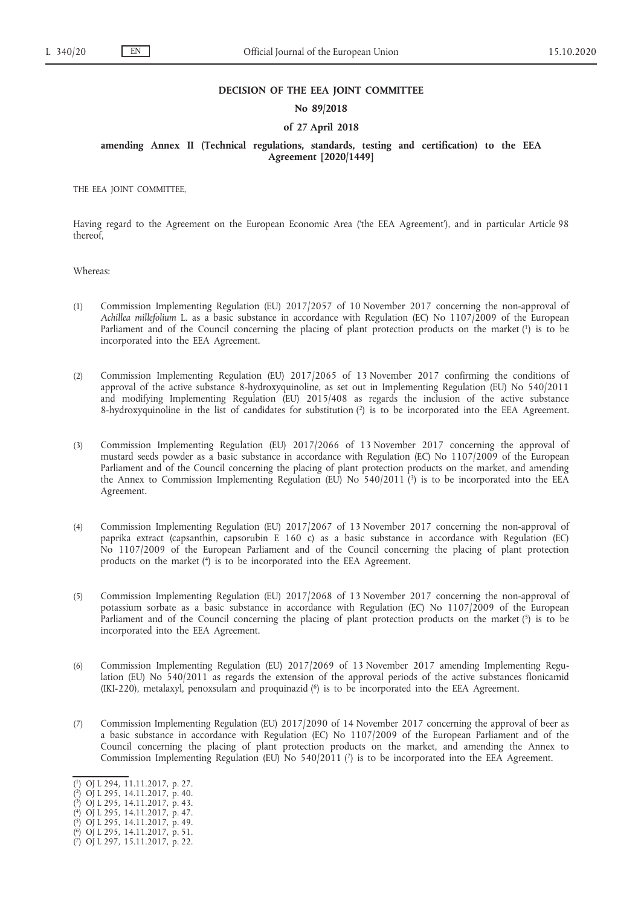**DECISION OF THE EEA JOINT COMMITTEE**

**No 89/2018**

**of 27 April 2018**

**amending Annex II (Technical regulations, standards, testing and certification) to the EEA Agreement [2020/1449]**

THE EEA JOINT COMMITTEE,

Having regard to the Agreement on the European Economic Area ('the EEA Agreement'), and in particular Article 98 thereof,

Whereas:

(1) Commission Implementing Regulation (EU) 2017/2057 of 10 November 2017 concerning the non-approval of *Achillea millefolium* L. as a basic substance in accordance with Regulation (EC) No 1107/2009 of the European Parliament and of the Council concerning the placing of plant protection products on the market [1] is to be incorporated into the EEA Agreement.

(2) Commission Implementing Regulation (EU) 2017/2065 of 13 November 2017 confirming the conditions of approval of the active substance 8-hydroxyquinoline, as set out in Implementing Regulation (EU) No 540/2011 and modifying Implementing Regulation (EU) 2015/408 as regards the inclusion of the active substance 8-hydroxyquinoline in the list of candidates for substitution [2] is to be incorporated into the EEA Agreement.

(3) Commission Implementing Regulation (EU) 2017/2066 of 13 November 2017 concerning the approval of mustard seeds powder as a basic substance in accordance with Regulation (EC) No 1107/2009 of the European Parliament and of the Council concerning the placing of plant protection products on the market, and amending the Annex to Commission Implementing Regulation (EU) No 540/2011 [3] is to be incorporated into the EEA Agreement.

(4) Commission Implementing Regulation (EU) 2017/2067 of 13 November 2017 concerning the non-approval of paprika extract (capsanthin, capsorubin E 160 c) as a basic substance in accordance with Regulation (EC) No 1107/2009 of the European Parliament and of the Council concerning the placing of plant protection products on the market [4] is to be incorporated into the EEA Agreement.

(5) Commission Implementing Regulation (EU) 2017/2068 of 13 November 2017 concerning the non-approval of potassium sorbate as a basic substance in accordance with Regulation (EC) No 1107/2009 of the European Parliament and of the Council concerning the placing of plant protection products on the market [5] is to be incorporated into the EEA Agreement.

(6) Commission Implementing Regulation (EU) 2017/2069 of 13 November 2017 amending Implementing Regulation (EU) No 540/2011 as regards the extension of the approval periods of the active substances flonicamid (IKI-220), metalaxyl, penoxsulam and proquinazid [6] is to be incorporated into the EEA Agreement.

(7) Commission Implementing Regulation (EU) 2017/2090 of 14 November 2017 concerning the approval of beer as a basic substance in accordance with Regulation (EC) No 1107/2009 of the European Parliament and of the Council concerning the placing of plant protection products on the market, and amending the Annex to Commission Implementing Regulation (EU) No 540/2011 [7] is to be incorporated into the EEA Agreement.

---

[1] OJ L 294, 11.11.2017, p. 27.
[2] OJ L 295, 14.11.2017, p. 40.
[3] OJ L 295, 14.11.2017, p. 43.
[4] OJ L 295, 14.11.2017, p. 47.
[5] OJ L 295, 14.11.2017, p. 49.
[6] OJ L 295, 14.11.2017, p. 51.
[7] OJ L 297, 15.11.2017, p. 22.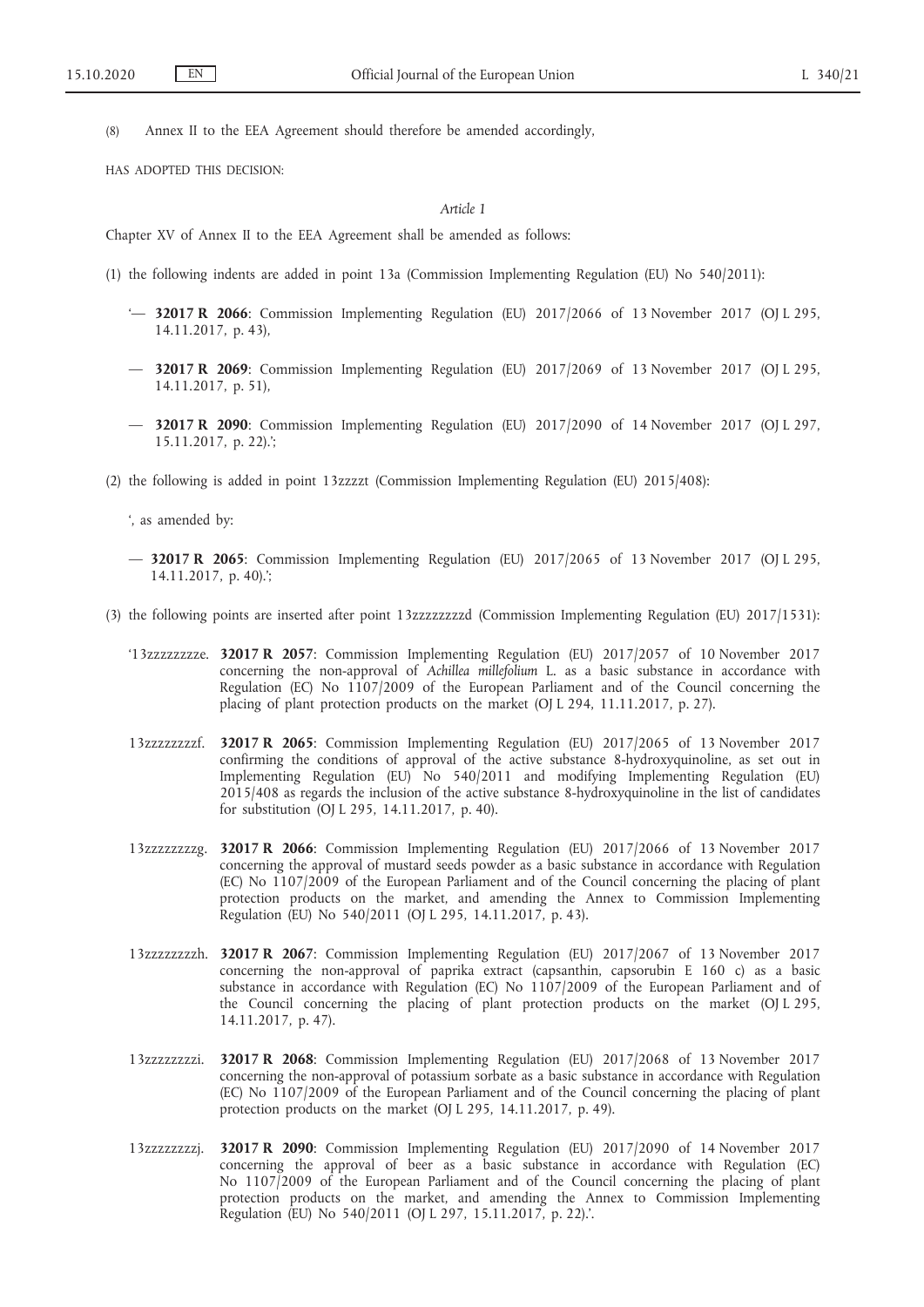(8) Annex II to the EEA Agreement should therefore be amended accordingly,

HAS ADOPTED THIS DECISION:

*Article 1*

Chapter XV of Annex II to the EEA Agreement shall be amended as follows:

(1) the following indents are added in point 13a (Commission Implementing Regulation (EU) No 540/2011):

'— **32017 R 2066**: Commission Implementing Regulation (EU) 2017/2066 of 13 November 2017 (OJ L 295, 14.11.2017, p. 43),

— **32017 R 2069**: Commission Implementing Regulation (EU) 2017/2069 of 13 November 2017 (OJ L 295, 14.11.2017, p. 51),

— **32017 R 2090**: Commission Implementing Regulation (EU) 2017/2090 of 14 November 2017 (OJ L 297, 15.11.2017, p. 22).';

(2) the following is added in point 13zzzzt (Commission Implementing Regulation (EU) 2015/408):

', as amended by:

— **32017 R 2065**: Commission Implementing Regulation (EU) 2017/2065 of 13 November 2017 (OJ L 295, 14.11.2017, p. 40).';

(3) the following points are inserted after point 13zzzzzzzzd (Commission Implementing Regulation (EU) 2017/1531):

'13zzzzzzzze. **32017 R 2057**: Commission Implementing Regulation (EU) 2017/2057 of 10 November 2017 concerning the non-approval of *Achillea millefolium* L. as a basic substance in accordance with Regulation (EC) No 1107/2009 of the European Parliament and of the Council concerning the placing of plant protection products on the market (OJ L 294, 11.11.2017, p. 27).

13zzzzzzzzf. **32017 R 2065**: Commission Implementing Regulation (EU) 2017/2065 of 13 November 2017 confirming the conditions of approval of the active substance 8-hydroxyquinoline, as set out in Implementing Regulation (EU) No 540/2011 and modifying Implementing Regulation (EU) 2015/408 as regards the inclusion of the active substance 8-hydroxyquinoline in the list of candidates for substitution (OJ L 295, 14.11.2017, p. 40).

13zzzzzzzzg. **32017 R 2066**: Commission Implementing Regulation (EU) 2017/2066 of 13 November 2017 concerning the approval of mustard seeds powder as a basic substance in accordance with Regulation (EC) No 1107/2009 of the European Parliament and of the Council concerning the placing of plant protection products on the market, and amending the Annex to Commission Implementing Regulation (EU) No 540/2011 (OJ L 295, 14.11.2017, p. 43).

13zzzzzzzzh. **32017 R 2067**: Commission Implementing Regulation (EU) 2017/2067 of 13 November 2017 concerning the non-approval of paprika extract (capsanthin, capsorubin E 160 c) as a basic substance in accordance with Regulation (EC) No 1107/2009 of the European Parliament and of the Council concerning the placing of plant protection products on the market (OJ L 295, 14.11.2017, p. 47).

13zzzzzzzzi. **32017 R 2068**: Commission Implementing Regulation (EU) 2017/2068 of 13 November 2017 concerning the non-approval of potassium sorbate as a basic substance in accordance with Regulation (EC) No 1107/2009 of the European Parliament and of the Council concerning the placing of plant protection products on the market (OJ L 295, 14.11.2017, p. 49).

13zzzzzzzzj. **32017 R 2090**: Commission Implementing Regulation (EU) 2017/2090 of 14 November 2017 concerning the approval of beer as a basic substance in accordance with Regulation (EC) No 1107/2009 of the European Parliament and of the Council concerning the placing of plant protection products on the market, and amending the Annex to Commission Implementing Regulation (EU) No 540/2011 (OJ L 297, 15.11.2017, p. 22).'.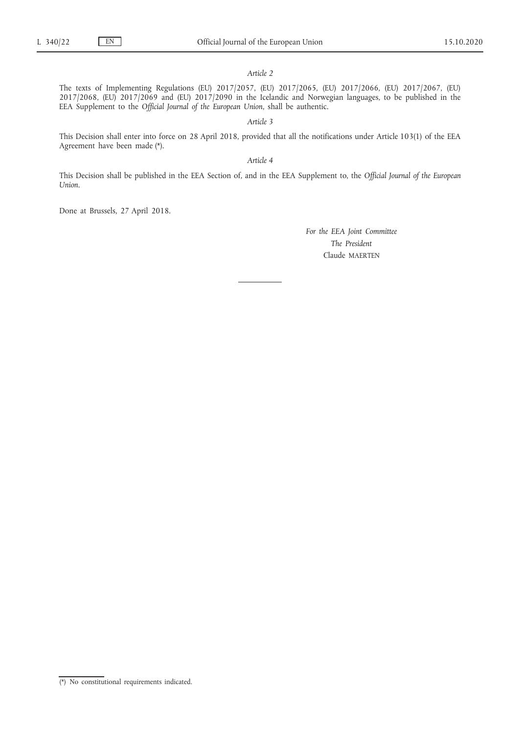*Article 2*

The texts of Implementing Regulations (EU) 2017/2057, (EU) 2017/2065, (EU) 2017/2066, (EU) 2017/2067, (EU) 2017/2068, (EU) 2017/2069 and (EU) 2017/2090 in the Icelandic and Norwegian languages, to be published in the EEA Supplement to the *Official Journal of the European Union*, shall be authentic.

*Article 3*

This Decision shall enter into force on 28 April 2018, provided that all the notifications under Article 103(1) of the EEA Agreement have been made (*).

*Article 4*

This Decision shall be published in the EEA Section of, and in the EEA Supplement to, the *Official Journal of the European Union*.

Done at Brussels, 27 April 2018.

*For the EEA Joint Committee*

*The President*

Claude MAERTEN

---

(*) No constitutional requirements indicated.